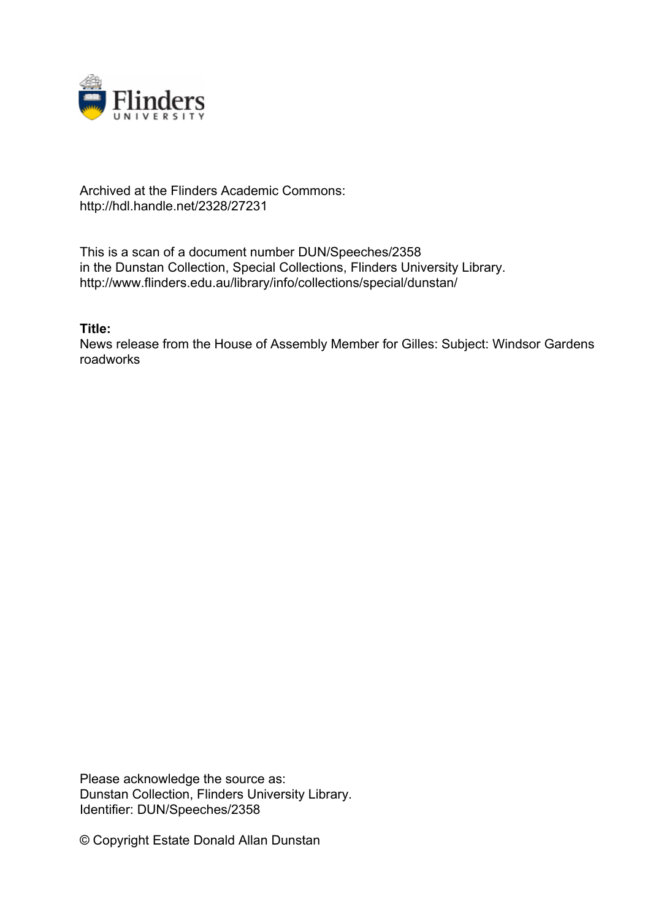Archived at the Flinders Academic Commons:
http://hdl.handle.net/2328/27231

This is a scan of a document number DUN/Speeches/2358
in the Dunstan Collection, Special Collections, Flinders University Library.
http://www.flinders.edu.au/library/info/collections/special/dunstan/

**Title:**
News release from the House of Assembly Member for Gilles: Subject: Windsor Gardens roadworks

Please acknowledge the source as:
Dunstan Collection, Flinders University Library.
Identifier: DUN/Speeches/2358

© Copyright Estate Donald Allan Dunstan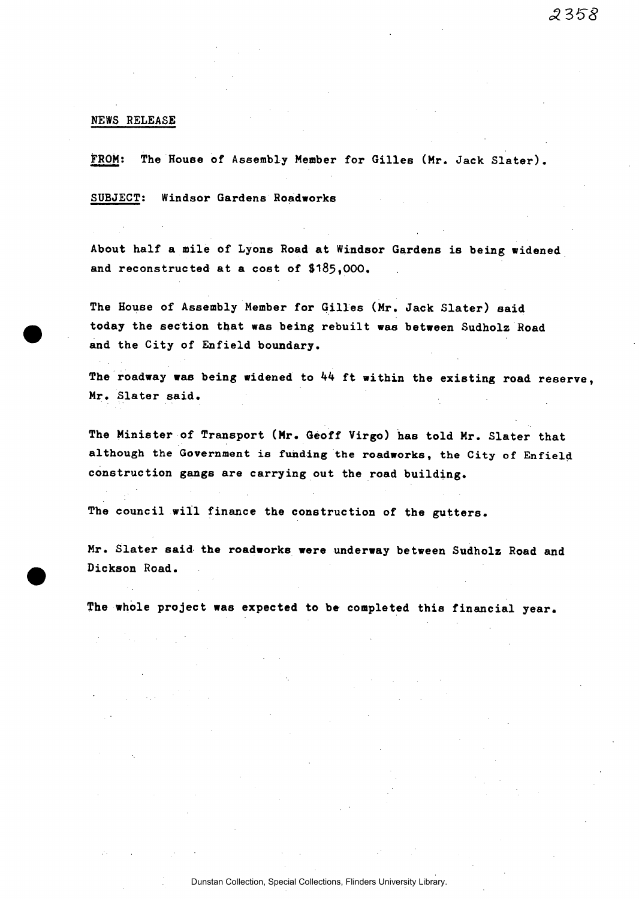NEWS RELEASE

**FROM**: The House of Assembly Member for Gilles (Mr. Jack Slater).

**SUBJECT**: Windsor Gardens Roadworks

About half a mile of Lyons Road at Windsor Gardens is being widened and reconstructed at a cost of $185,000.

The House of Assembly Member for Gilles (Mr. Jack Slater) said today the section that was being rebuilt was between Sudholz Road and the City of Enfield boundary.

The roadway was being widened to 44 ft within the existing road reserve, Mr. Slater said.

The Minister of Transport (Mr. Geoff Virgo) has told Mr. Slater that although the Government is funding the roadworks, the City of Enfield construction gangs are carrying out the road building.

The council will finance the construction of the gutters.

Mr. Slater said the roadworks were underway between Sudholz Road and Dickson Road.

The whole project was expected to be completed this financial year.